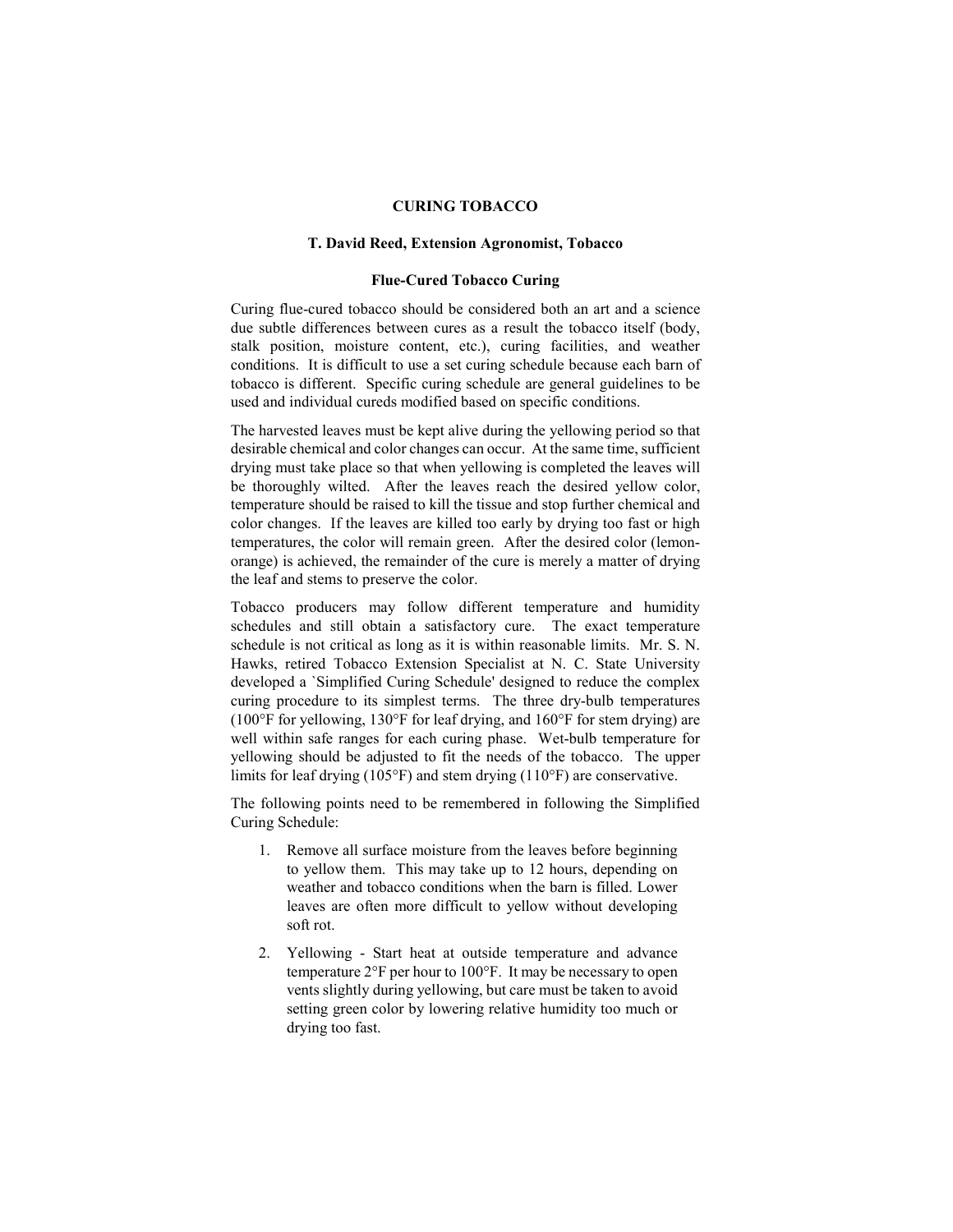# CURING TOBACCO

### T. David Reed, Extension Agronomist, Tobacco

## Flue-Cured Tobacco Curing

Curing flue-cured tobacco should be considered both an art and a science due subtle differences between cures as a result the tobacco itself (body, stalk position, moisture content, etc.), curing facilities, and weather conditions. It is difficult to use a set curing schedule because each barn of tobacco is different. Specific curing schedule are general guidelines to be used and individual cureds modified based on specific conditions.

The harvested leaves must be kept alive during the yellowing period so that desirable chemical and color changes can occur. At the same time, sufficient drying must take place so that when yellowing is completed the leaves will be thoroughly wilted. After the leaves reach the desired yellow color, temperature should be raised to kill the tissue and stop further chemical and color changes. If the leaves are killed too early by drying too fast or high temperatures, the color will remain green. After the desired color (lemon-orange) is achieved, the remainder of the cure is merely a matter of drying the leaf and stems to preserve the color.

Tobacco producers may follow different temperature and humidity schedules and still obtain a satisfactory cure. The exact temperature schedule is not critical as long as it is within reasonable limits. Mr. S. N. Hawks, retired Tobacco Extension Specialist at N. C. State University developed a `Simplified Curing Schedule' designed to reduce the complex curing procedure to its simplest terms. The three dry-bulb temperatures (100°F for yellowing, 130°F for leaf drying, and 160°F for stem drying) are well within safe ranges for each curing phase. Wet-bulb temperature for yellowing should be adjusted to fit the needs of the tobacco. The upper limits for leaf drying (105°F) and stem drying (110°F) are conservative.

The following points need to be remembered in following the Simplified Curing Schedule:

1. Remove all surface moisture from the leaves before beginning to yellow them. This may take up to 12 hours, depending on weather and tobacco conditions when the barn is filled. Lower leaves are often more difficult to yellow without developing soft rot.
2. Yellowing - Start heat at outside temperature and advance temperature 2°F per hour to 100°F. It may be necessary to open vents slightly during yellowing, but care must be taken to avoid setting green color by lowering relative humidity too much or drying too fast.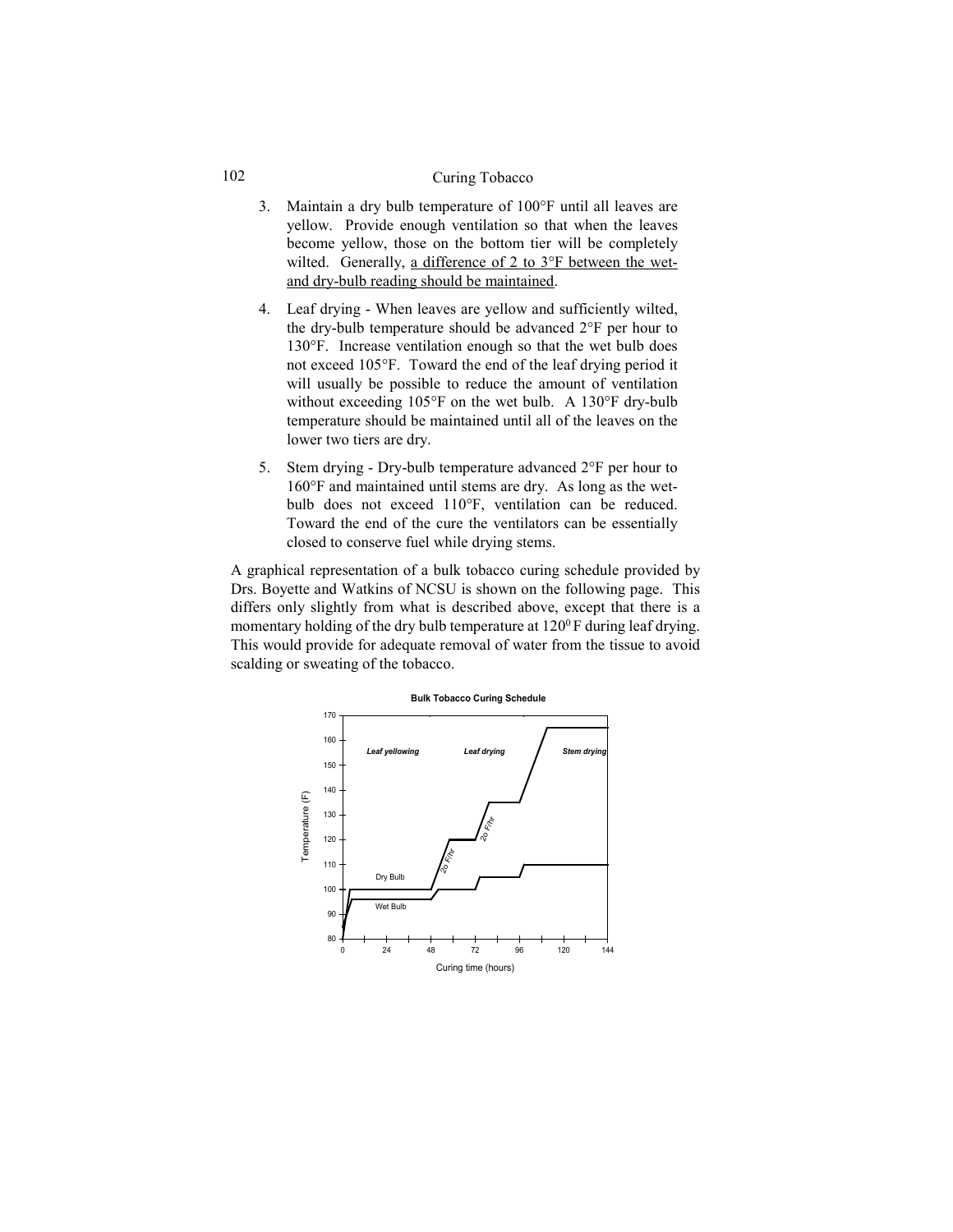3. Maintain a dry bulb temperature of 100°F until all leaves are yellow. Provide enough ventilation so that when the leaves become yellow, those on the bottom tier will be completely wilted. Generally, a difference of 2 to 3°F between the wet- and dry-bulb reading should be maintained.

4. Leaf drying - When leaves are yellow and sufficiently wilted, the dry-bulb temperature should be advanced 2°F per hour to 130°F. Increase ventilation enough so that the wet bulb does not exceed 105°F. Toward the end of the leaf drying period it will usually be possible to reduce the amount of ventilation without exceeding 105°F on the wet bulb. A 130°F dry-bulb temperature should be maintained until all of the leaves on the lower two tiers are dry.

5. Stem drying - Dry-bulb temperature advanced 2°F per hour to 160°F and maintained until stems are dry. As long as the wet-bulb does not exceed 110°F, ventilation can be reduced. Toward the end of the cure the ventilators can be essentially closed to conserve fuel while drying stems.

A graphical representation of a bulk tobacco curing schedule provided by Drs. Boyette and Watkins of NCSU is shown on the following page. This differs only slightly from what is described above, except that there is a momentary holding of the dry bulb temperature at $120^{0}$ F during leaf drying. This would provide for adequate removal of water from the tissue to avoid scalding or sweating of the tobacco.

**Bulk Tobacco Curing Schedule**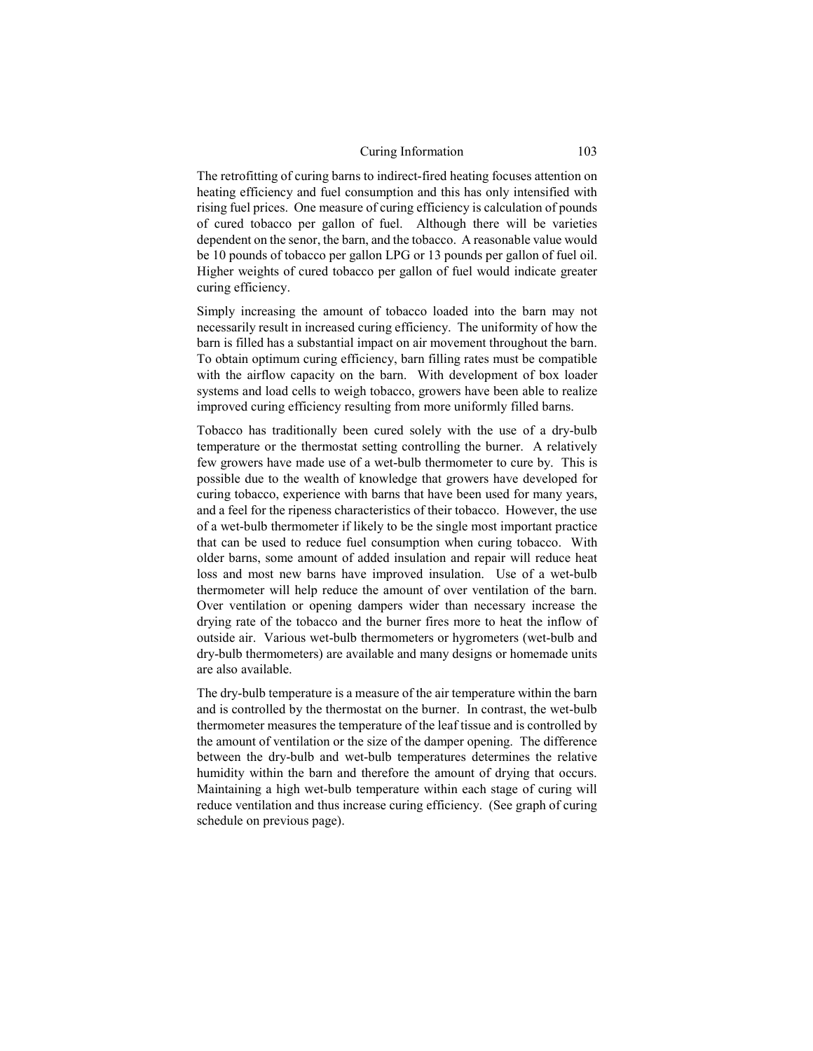The retrofitting of curing barns to indirect-fired heating focuses attention on heating efficiency and fuel consumption and this has only intensified with rising fuel prices. One measure of curing efficiency is calculation of pounds of cured tobacco per gallon of fuel. Although there will be varieties dependent on the senor, the barn, and the tobacco. A reasonable value would be 10 pounds of tobacco per gallon LPG or 13 pounds per gallon of fuel oil. Higher weights of cured tobacco per gallon of fuel would indicate greater curing efficiency.

Simply increasing the amount of tobacco loaded into the barn may not necessarily result in increased curing efficiency. The uniformity of how the barn is filled has a substantial impact on air movement throughout the barn. To obtain optimum curing efficiency, barn filling rates must be compatible with the airflow capacity on the barn. With development of box loader systems and load cells to weigh tobacco, growers have been able to realize improved curing efficiency resulting from more uniformly filled barns.

Tobacco has traditionally been cured solely with the use of a dry-bulb temperature or the thermostat setting controlling the burner. A relatively few growers have made use of a wet-bulb thermometer to cure by. This is possible due to the wealth of knowledge that growers have developed for curing tobacco, experience with barns that have been used for many years, and a feel for the ripeness characteristics of their tobacco. However, the use of a wet-bulb thermometer if likely to be the single most important practice that can be used to reduce fuel consumption when curing tobacco. With older barns, some amount of added insulation and repair will reduce heat loss and most new barns have improved insulation. Use of a wet-bulb thermometer will help reduce the amount of over ventilation of the barn. Over ventilation or opening dampers wider than necessary increase the drying rate of the tobacco and the burner fires more to heat the inflow of outside air. Various wet-bulb thermometers or hygrometers (wet-bulb and dry-bulb thermometers) are available and many designs or homemade units are also available.

The dry-bulb temperature is a measure of the air temperature within the barn and is controlled by the thermostat on the burner. In contrast, the wet-bulb thermometer measures the temperature of the leaf tissue and is controlled by the amount of ventilation or the size of the damper opening. The difference between the dry-bulb and wet-bulb temperatures determines the relative humidity within the barn and therefore the amount of drying that occurs. Maintaining a high wet-bulb temperature within each stage of curing will reduce ventilation and thus increase curing efficiency. (See graph of curing schedule on previous page).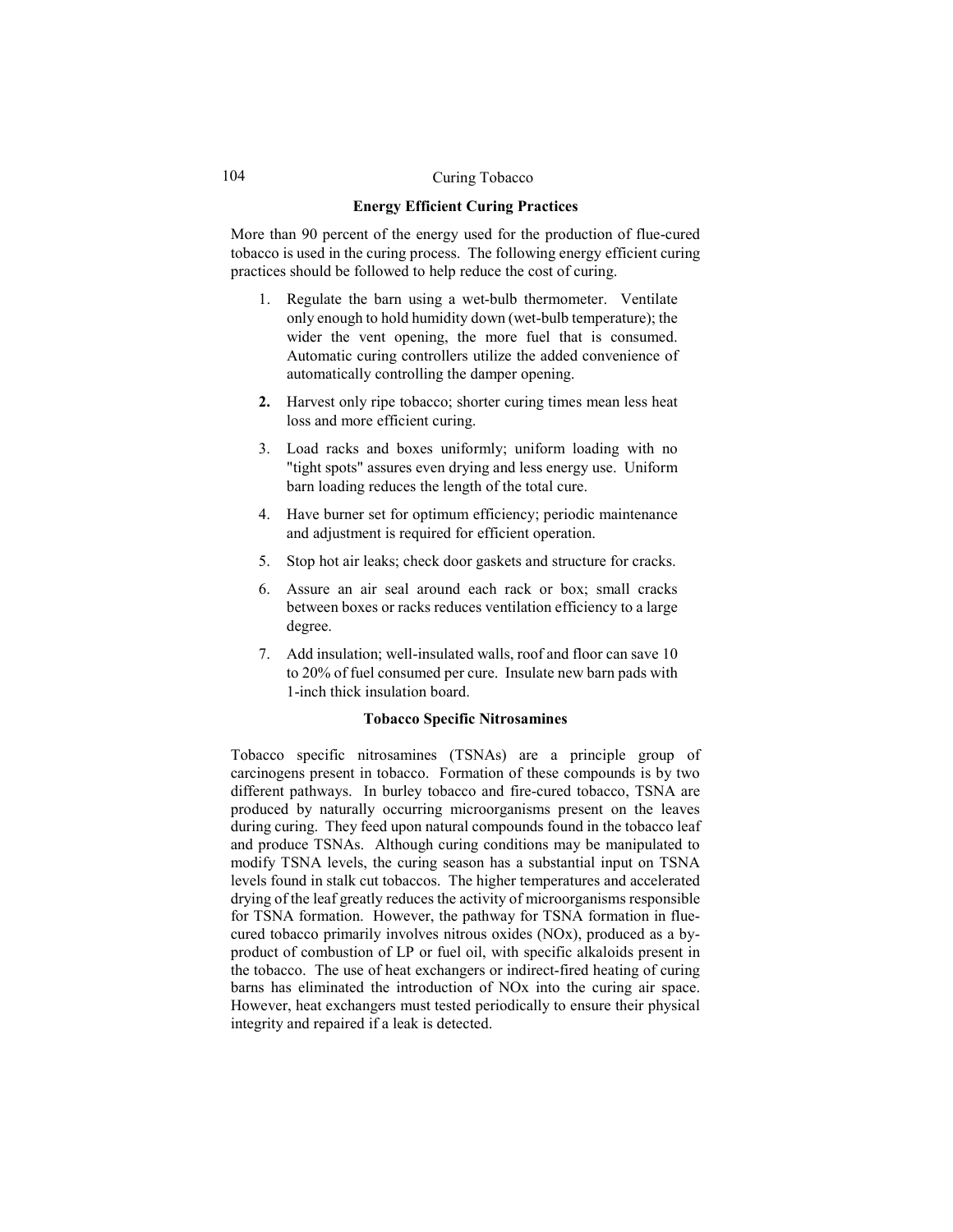## Energy Efficient Curing Practices

More than 90 percent of the energy used for the production of flue-cured tobacco is used in the curing process. The following energy efficient curing practices should be followed to help reduce the cost of curing.

1. Regulate the barn using a wet-bulb thermometer. Ventilate only enough to hold humidity down (wet-bulb temperature); the wider the vent opening, the more fuel that is consumed. Automatic curing controllers utilize the added convenience of automatically controlling the damper opening.
2. Harvest only ripe tobacco; shorter curing times mean less heat loss and more efficient curing.
3. Load racks and boxes uniformly; uniform loading with no "tight spots" assures even drying and less energy use. Uniform barn loading reduces the length of the total cure.
4. Have burner set for optimum efficiency; periodic maintenance and adjustment is required for efficient operation.
5. Stop hot air leaks; check door gaskets and structure for cracks.
6. Assure an air seal around each rack or box; small cracks between boxes or racks reduces ventilation efficiency to a large degree.
7. Add insulation; well-insulated walls, roof and floor can save 10 to 20% of fuel consumed per cure. Insulate new barn pads with 1-inch thick insulation board.

## Tobacco Specific Nitrosamines

Tobacco specific nitrosamines (TSNAs) are a principle group of carcinogens present in tobacco. Formation of these compounds is by two different pathways. In burley tobacco and fire-cured tobacco, TSNA are produced by naturally occurring microorganisms present on the leaves during curing. They feed upon natural compounds found in the tobacco leaf and produce TSNAs. Although curing conditions may be manipulated to modify TSNA levels, the curing season has a substantial input on TSNA levels found in stalk cut tobaccos. The higher temperatures and accelerated drying of the leaf greatly reduces the activity of microorganisms responsible for TSNA formation. However, the pathway for TSNA formation in flue-cured tobacco primarily involves nitrous oxides (NOx), produced as a by-product of combustion of LP or fuel oil, with specific alkaloids present in the tobacco. The use of heat exchangers or indirect-fired heating of curing barns has eliminated the introduction of NOx into the curing air space. However, heat exchangers must tested periodically to ensure their physical integrity and repaired if a leak is detected.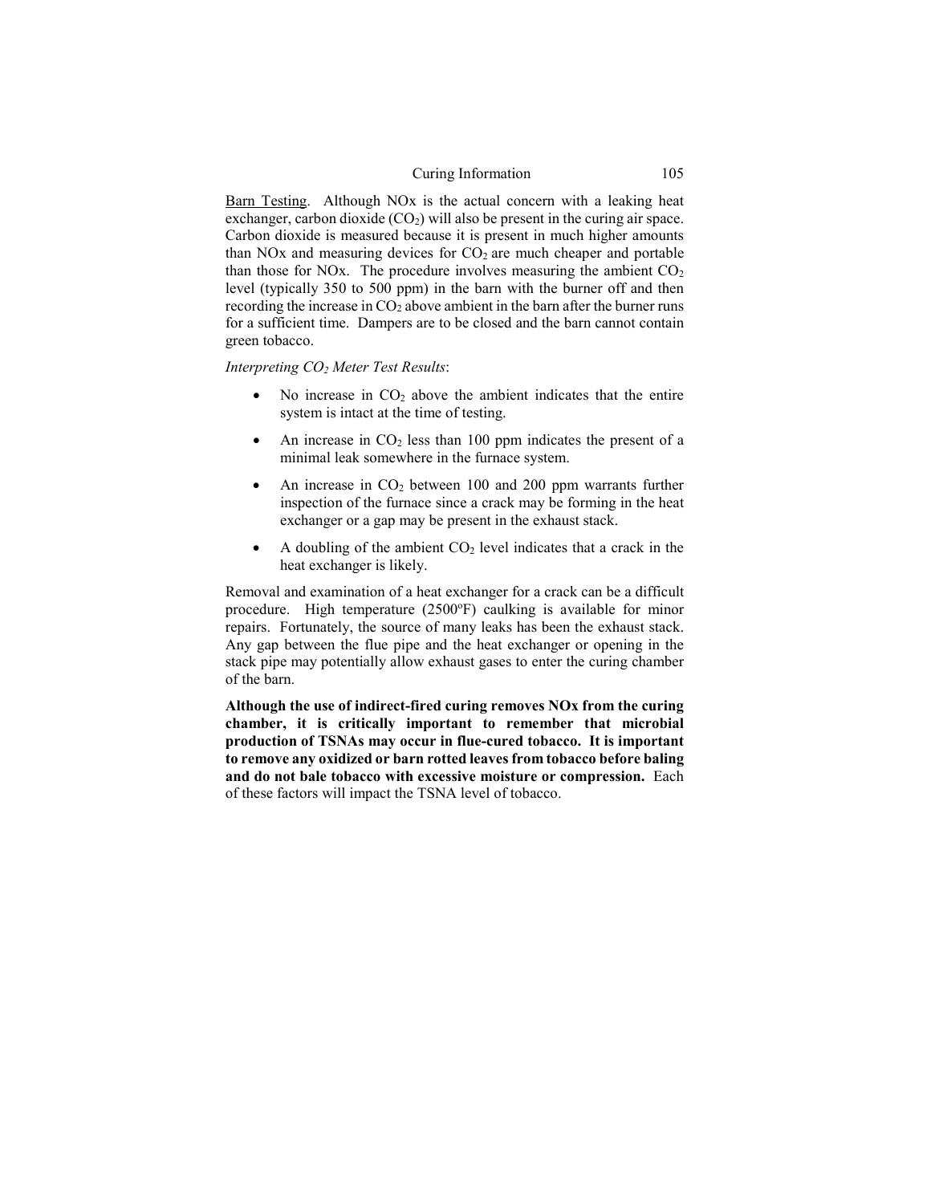<u>Barn Testing</u>. Although NOx is the actual concern with a leaking heat exchanger, carbon dioxide ($CO_2$) will also be present in the curing air space. Carbon dioxide is measured because it is present in much higher amounts than NOx and measuring devices for $CO_2$ are much cheaper and portable than those for NOx. The procedure involves measuring the ambient $CO_2$ level (typically 350 to 500 ppm) in the barn with the burner off and then recording the increase in $CO_2$ above ambient in the barn after the burner runs for a sufficient time. Dampers are to be closed and the barn cannot contain green tobacco.

*Interpreting $CO_2$ Meter Test Results*:

- No increase in $CO_2$ above the ambient indicates that the entire system is intact at the time of testing.
- An increase in $CO_2$ less than 100 ppm indicates the present of a minimal leak somewhere in the furnace system.
- An increase in $CO_2$ between 100 and 200 ppm warrants further inspection of the furnace since a crack may be forming in the heat exchanger or a gap may be present in the exhaust stack.
- A doubling of the ambient $CO_2$ level indicates that a crack in the heat exchanger is likely.

Removal and examination of a heat exchanger for a crack can be a difficult procedure. High temperature (2500ºF) caulking is available for minor repairs. Fortunately, the source of many leaks has been the exhaust stack. Any gap between the flue pipe and the heat exchanger or opening in the stack pipe may potentially allow exhaust gases to enter the curing chamber of the barn.

**Although the use of indirect-fired curing removes NOx from the curing chamber, it is critically important to remember that microbial production of TSNAs may occur in flue-cured tobacco. It is important to remove any oxidized or barn rotted leaves from tobacco before baling and do not bale tobacco with excessive moisture or compression.** Each of these factors will impact the TSNA level of tobacco.